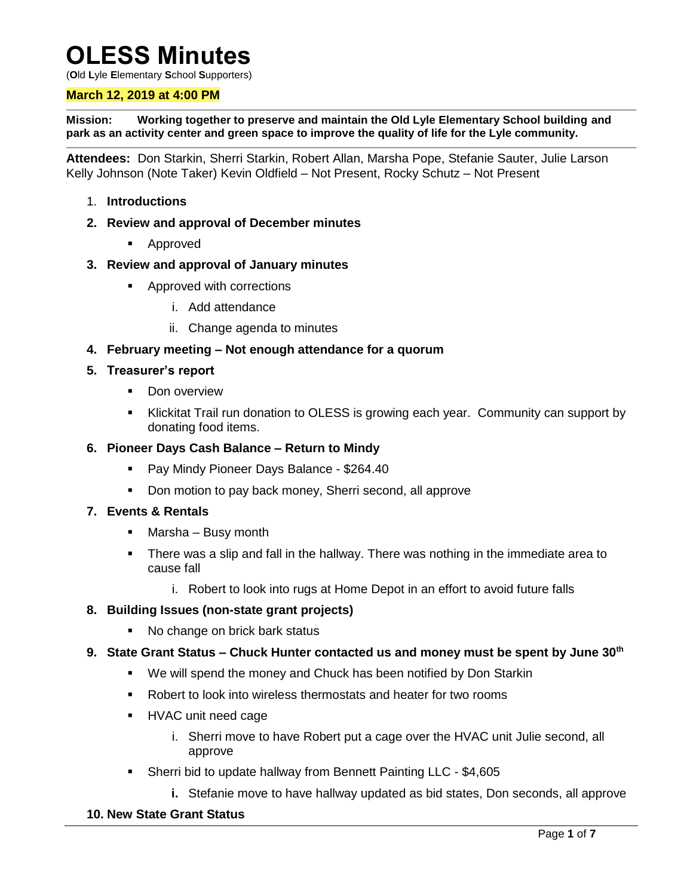# OLESS Minutes

(**O**ld **L**yle **E**lementary **S**chool **S**upporters)

**March 12, 2019 at 4:00 PM**

**Mission: Working together to preserve and maintain the Old Lyle Elementary School building and park as an activity center and green space to improve the quality of life for the Lyle community.**

**Attendees:** Don Starkin, Sherri Starkin, Robert Allan, Marsha Pope, Stefanie Sauter, Julie Larson Kelly Johnson (Note Taker) Kevin Oldfield – Not Present, Rocky Schutz – Not Present

1. **Introductions**
2. **Review and approval of December minutes**
   - Approved
3. **Review and approval of January minutes**
   - Approved with corrections
     i. Add attendance
     ii. Change agenda to minutes
4. **February meeting – Not enough attendance for a quorum**
5. **Treasurer's report**
   - Don overview
   - Klickitat Trail run donation to OLESS is growing each year. Community can support by donating food items.
6. **Pioneer Days Cash Balance – Return to Mindy**
   - Pay Mindy Pioneer Days Balance - $264.40
   - Don motion to pay back money, Sherri second, all approve
7. **Events & Rentals**
   - Marsha – Busy month
   - There was a slip and fall in the hallway. There was nothing in the immediate area to cause fall
     i. Robert to look into rugs at Home Depot in an effort to avoid future falls
8. **Building Issues (non-state grant projects)**
   - No change on brick bark status
9. **State Grant Status – Chuck Hunter contacted us and money must be spent by June 30th**
   - We will spend the money and Chuck has been notified by Don Starkin
   - Robert to look into wireless thermostats and heater for two rooms
   - HVAC unit need cage
     i. Sherri move to have Robert put a cage over the HVAC unit Julie second, all approve
   - Sherri bid to update hallway from Bennett Painting LLC - $4,605
     **i.** Stefanie move to have hallway updated as bid states, Don seconds, all approve
10. **New State Grant Status**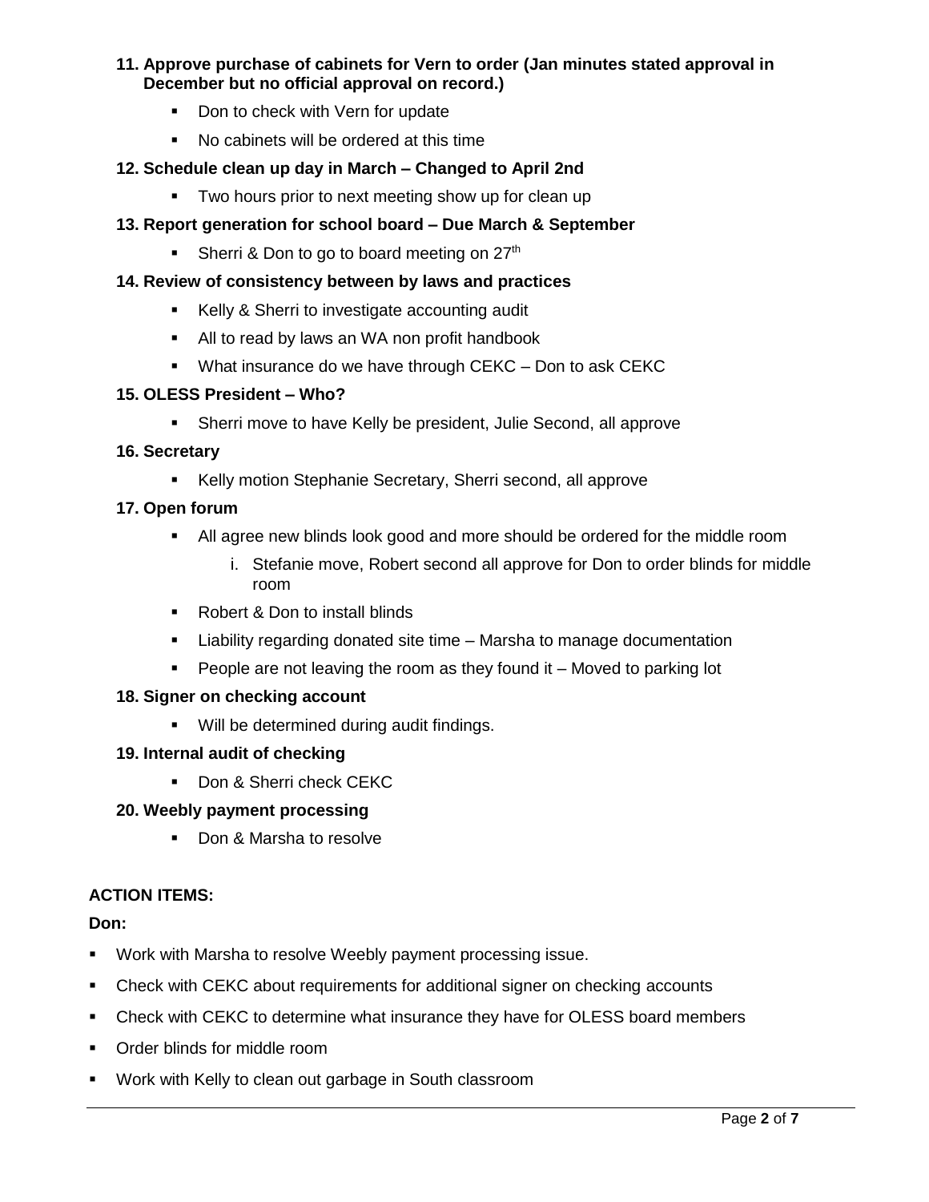**11. Approve purchase of cabinets for Vern to order (Jan minutes stated approval in December but no official approval on record.)**

- Don to check with Vern for update
- No cabinets will be ordered at this time

**12. Schedule clean up day in March – Changed to April 2nd**

- Two hours prior to next meeting show up for clean up

**13. Report generation for school board – Due March & September**

- Sherri & Don to go to board meeting on 27th

**14. Review of consistency between by laws and practices**

- Kelly & Sherri to investigate accounting audit
- All to read by laws an WA non profit handbook
- What insurance do we have through CEKC – Don to ask CEKC

**15. OLESS President – Who?**

- Sherri move to have Kelly be president, Julie Second, all approve

**16. Secretary**

- Kelly motion Stephanie Secretary, Sherri second, all approve

**17. Open forum**

- All agree new blinds look good and more should be ordered for the middle room
    i. Stefanie move, Robert second all approve for Don to order blinds for middle room
- Robert & Don to install blinds
- Liability regarding donated site time – Marsha to manage documentation
- People are not leaving the room as they found it – Moved to parking lot

**18. Signer on checking account**

- Will be determined during audit findings.

**19. Internal audit of checking**

- Don & Sherri check CEKC

**20. Weebly payment processing**

- Don & Marsha to resolve

**ACTION ITEMS:**

**Don:**

- Work with Marsha to resolve Weebly payment processing issue.
- Check with CEKC about requirements for additional signer on checking accounts
- Check with CEKC to determine what insurance they have for OLESS board members
- Order blinds for middle room
- Work with Kelly to clean out garbage in South classroom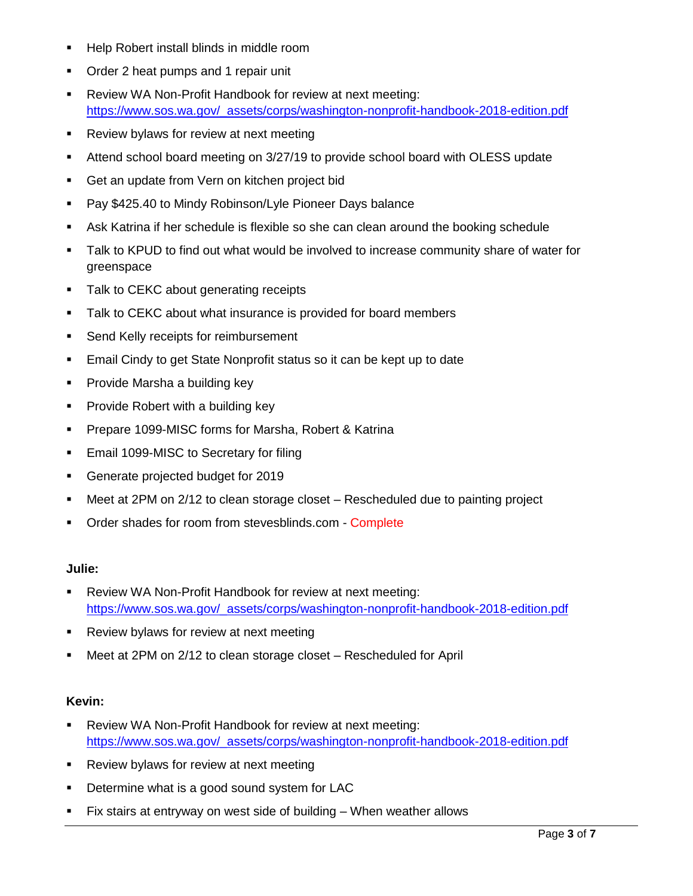- Help Robert install blinds in middle room
- Order 2 heat pumps and 1 repair unit
- Review WA Non-Profit Handbook for review at next meeting: https://www.sos.wa.gov/_assets/corps/washington-nonprofit-handbook-2018-edition.pdf
- Review bylaws for review at next meeting
- Attend school board meeting on 3/27/19 to provide school board with OLESS update
- Get an update from Vern on kitchen project bid
- Pay $425.40 to Mindy Robinson/Lyle Pioneer Days balance
- Ask Katrina if her schedule is flexible so she can clean around the booking schedule
- Talk to KPUD to find out what would be involved to increase community share of water for greenspace
- Talk to CEKC about generating receipts
- Talk to CEKC about what insurance is provided for board members
- Send Kelly receipts for reimbursement
- Email Cindy to get State Nonprofit status so it can be kept up to date
- Provide Marsha a building key
- Provide Robert with a building key
- Prepare 1099-MISC forms for Marsha, Robert & Katrina
- Email 1099-MISC to Secretary for filing
- Generate projected budget for 2019
- Meet at 2PM on 2/12 to clean storage closet – Rescheduled due to painting project
- Order shades for room from stevesblinds.com - Complete

**Julie:**

- Review WA Non-Profit Handbook for review at next meeting: https://www.sos.wa.gov/_assets/corps/washington-nonprofit-handbook-2018-edition.pdf
- Review bylaws for review at next meeting
- Meet at 2PM on 2/12 to clean storage closet – Rescheduled for April

**Kevin:**

- Review WA Non-Profit Handbook for review at next meeting: https://www.sos.wa.gov/_assets/corps/washington-nonprofit-handbook-2018-edition.pdf
- Review bylaws for review at next meeting
- Determine what is a good sound system for LAC
- Fix stairs at entryway on west side of building – When weather allows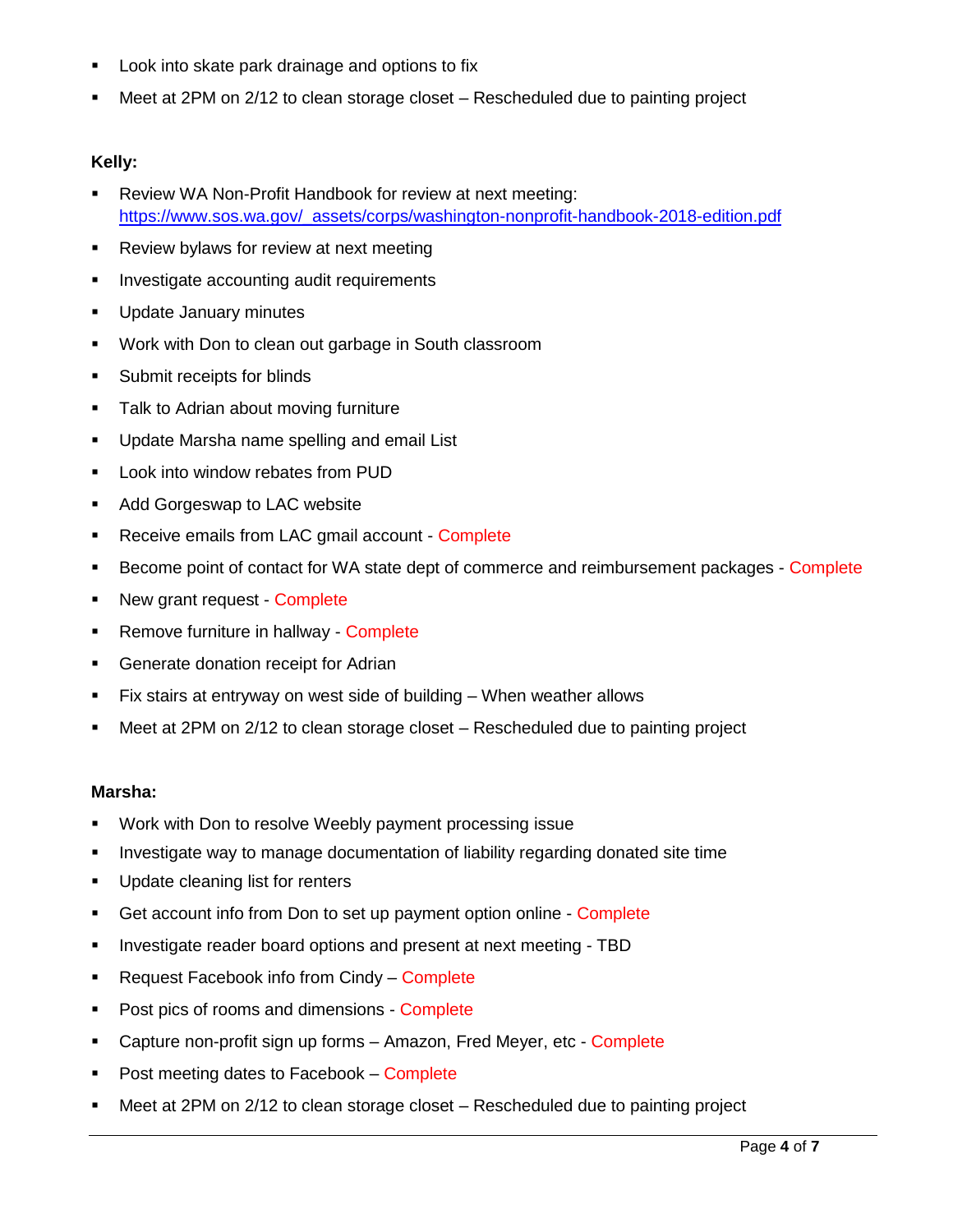- Look into skate park drainage and options to fix
- Meet at 2PM on 2/12 to clean storage closet – Rescheduled due to painting project

**Kelly:**

- Review WA Non-Profit Handbook for review at next meeting: https://www.sos.wa.gov/_assets/corps/washington-nonprofit-handbook-2018-edition.pdf
- Review bylaws for review at next meeting
- Investigate accounting audit requirements
- Update January minutes
- Work with Don to clean out garbage in South classroom
- Submit receipts for blinds
- Talk to Adrian about moving furniture
- Update Marsha name spelling and email List
- Look into window rebates from PUD
- Add Gorgeswap to LAC website
- Receive emails from LAC gmail account - Complete
- Become point of contact for WA state dept of commerce and reimbursement packages - Complete
- New grant request - Complete
- Remove furniture in hallway - Complete
- Generate donation receipt for Adrian
- Fix stairs at entryway on west side of building – When weather allows
- Meet at 2PM on 2/12 to clean storage closet – Rescheduled due to painting project

**Marsha:**

- Work with Don to resolve Weebly payment processing issue
- Investigate way to manage documentation of liability regarding donated site time
- Update cleaning list for renters
- Get account info from Don to set up payment option online - Complete
- Investigate reader board options and present at next meeting - TBD
- Request Facebook info from Cindy – Complete
- Post pics of rooms and dimensions - Complete
- Capture non-profit sign up forms – Amazon, Fred Meyer, etc - Complete
- Post meeting dates to Facebook – Complete
- Meet at 2PM on 2/12 to clean storage closet – Rescheduled due to painting project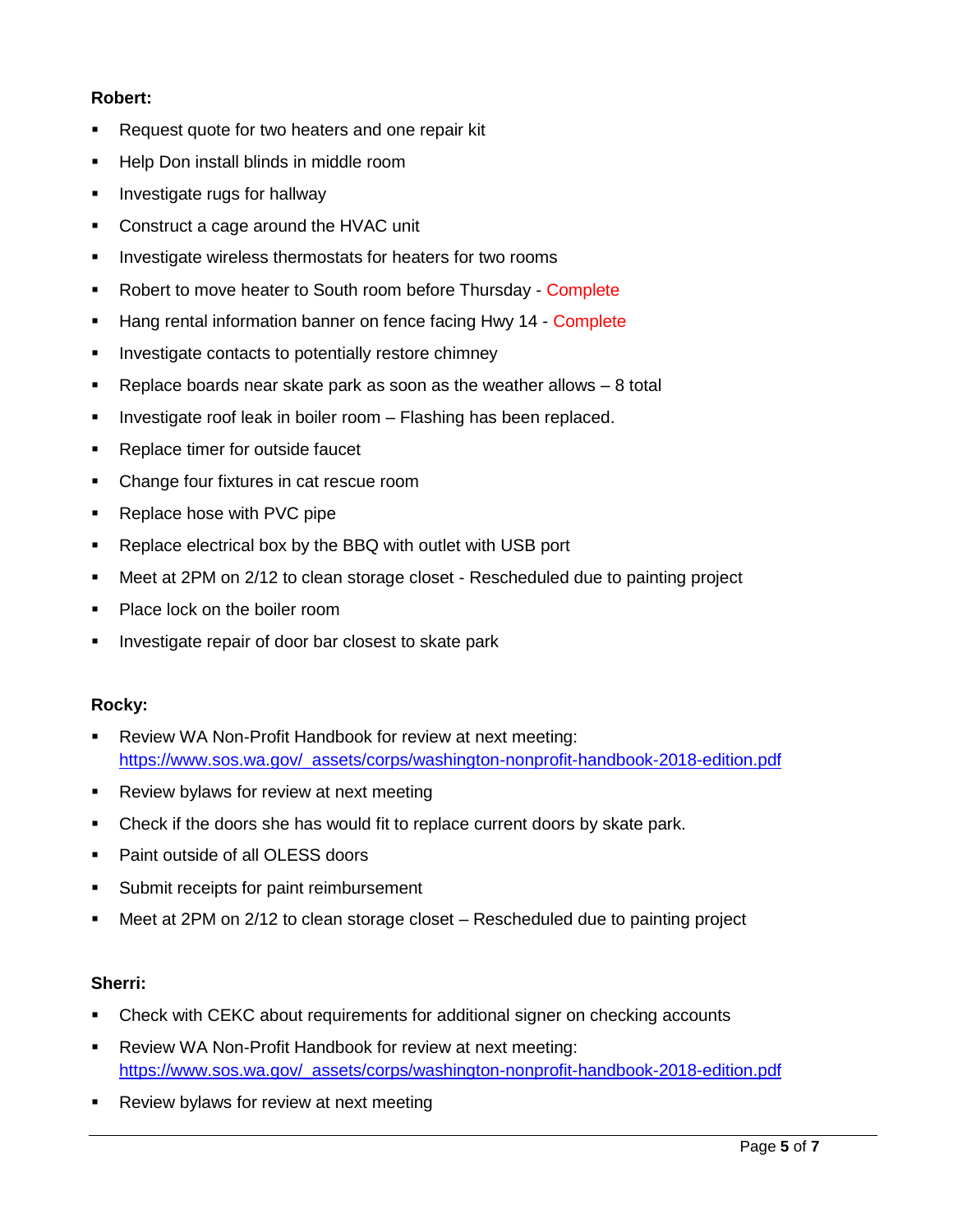**Robert:**

- Request quote for two heaters and one repair kit
- Help Don install blinds in middle room
- Investigate rugs for hallway
- Construct a cage around the HVAC unit
- Investigate wireless thermostats for heaters for two rooms
- Robert to move heater to South room before Thursday - Complete
- Hang rental information banner on fence facing Hwy 14 - Complete
- Investigate contacts to potentially restore chimney
- Replace boards near skate park as soon as the weather allows – 8 total
- Investigate roof leak in boiler room – Flashing has been replaced.
- Replace timer for outside faucet
- Change four fixtures in cat rescue room
- Replace hose with PVC pipe
- Replace electrical box by the BBQ with outlet with USB port
- Meet at 2PM on 2/12 to clean storage closet - Rescheduled due to painting project
- Place lock on the boiler room
- Investigate repair of door bar closest to skate park

**Rocky:**

- Review WA Non-Profit Handbook for review at next meeting: [https://www.sos.wa.gov/_assets/corps/washington-nonprofit-handbook-2018-edition.pdf](https://www.sos.wa.gov/_assets/corps/washington-nonprofit-handbook-2018-edition.pdf)
- Review bylaws for review at next meeting
- Check if the doors she has would fit to replace current doors by skate park.
- Paint outside of all OLESS doors
- Submit receipts for paint reimbursement
- Meet at 2PM on 2/12 to clean storage closet – Rescheduled due to painting project

**Sherri:**

- Check with CEKC about requirements for additional signer on checking accounts
- Review WA Non-Profit Handbook for review at next meeting: [https://www.sos.wa.gov/_assets/corps/washington-nonprofit-handbook-2018-edition.pdf](https://www.sos.wa.gov/_assets/corps/washington-nonprofit-handbook-2018-edition.pdf)
- Review bylaws for review at next meeting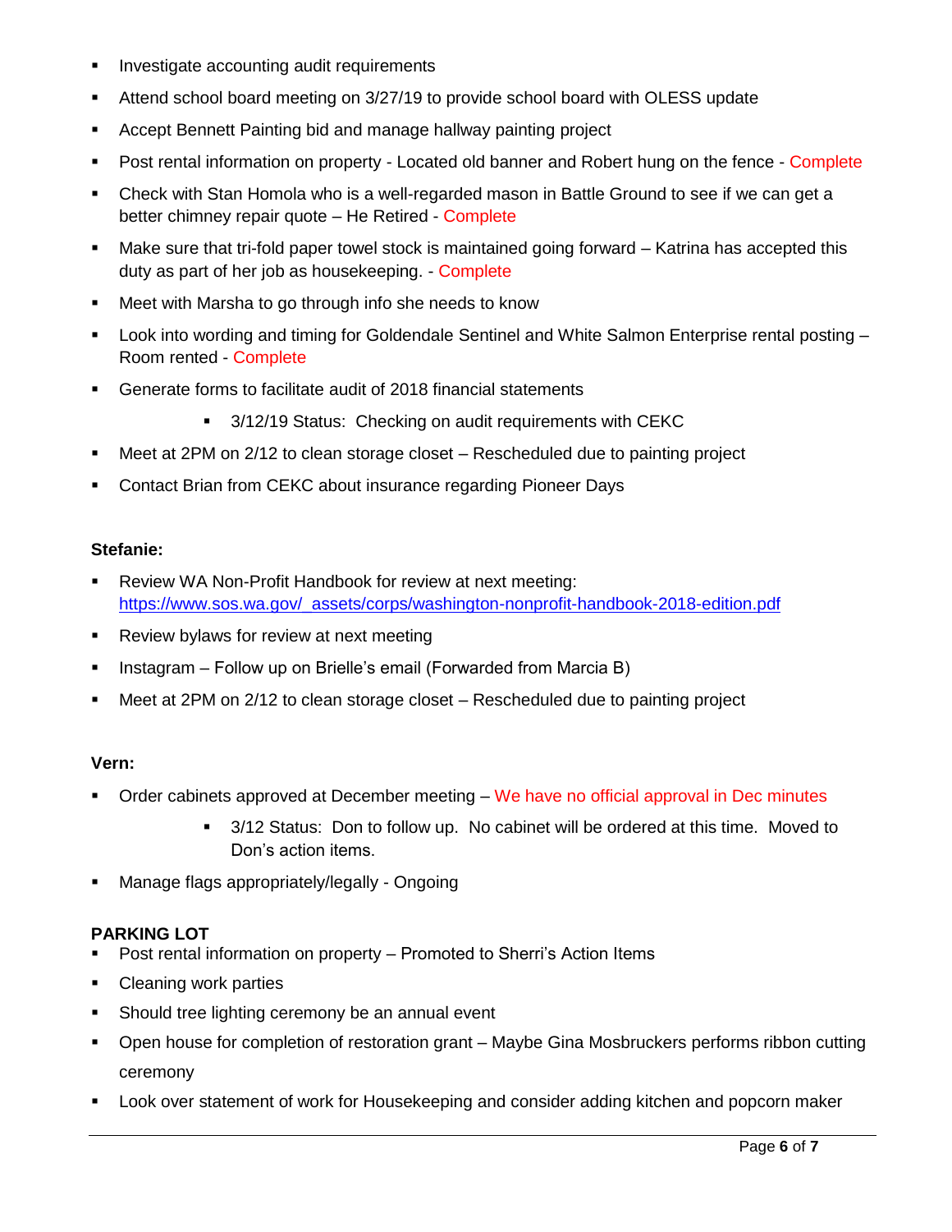- Investigate accounting audit requirements
- Attend school board meeting on 3/27/19 to provide school board with OLESS update
- Accept Bennett Painting bid and manage hallway painting project
- Post rental information on property - Located old banner and Robert hung on the fence - Complete
- Check with Stan Homola who is a well-regarded mason in Battle Ground to see if we can get a better chimney repair quote – He Retired - Complete
- Make sure that tri-fold paper towel stock is maintained going forward – Katrina has accepted this duty as part of her job as housekeeping. - Complete
- Meet with Marsha to go through info she needs to know
- Look into wording and timing for Goldendale Sentinel and White Salmon Enterprise rental posting – Room rented - Complete
- Generate forms to facilitate audit of 2018 financial statements
    - 3/12/19 Status: Checking on audit requirements with CEKC
- Meet at 2PM on 2/12 to clean storage closet – Rescheduled due to painting project
- Contact Brian from CEKC about insurance regarding Pioneer Days

**Stefanie:**

- Review WA Non-Profit Handbook for review at next meeting: https://www.sos.wa.gov/_assets/corps/washington-nonprofit-handbook-2018-edition.pdf
- Review bylaws for review at next meeting
- Instagram – Follow up on Brielle's email (Forwarded from Marcia B)
- Meet at 2PM on 2/12 to clean storage closet – Rescheduled due to painting project

**Vern:**

- Order cabinets approved at December meeting – We have no official approval in Dec minutes
    - 3/12 Status: Don to follow up. No cabinet will be ordered at this time. Moved to Don's action items.
- Manage flags appropriately/legally - Ongoing

**PARKING LOT**

- Post rental information on property – Promoted to Sherri's Action Items
- Cleaning work parties
- Should tree lighting ceremony be an annual event
- Open house for completion of restoration grant – Maybe Gina Mosbruckers performs ribbon cutting ceremony
- Look over statement of work for Housekeeping and consider adding kitchen and popcorn maker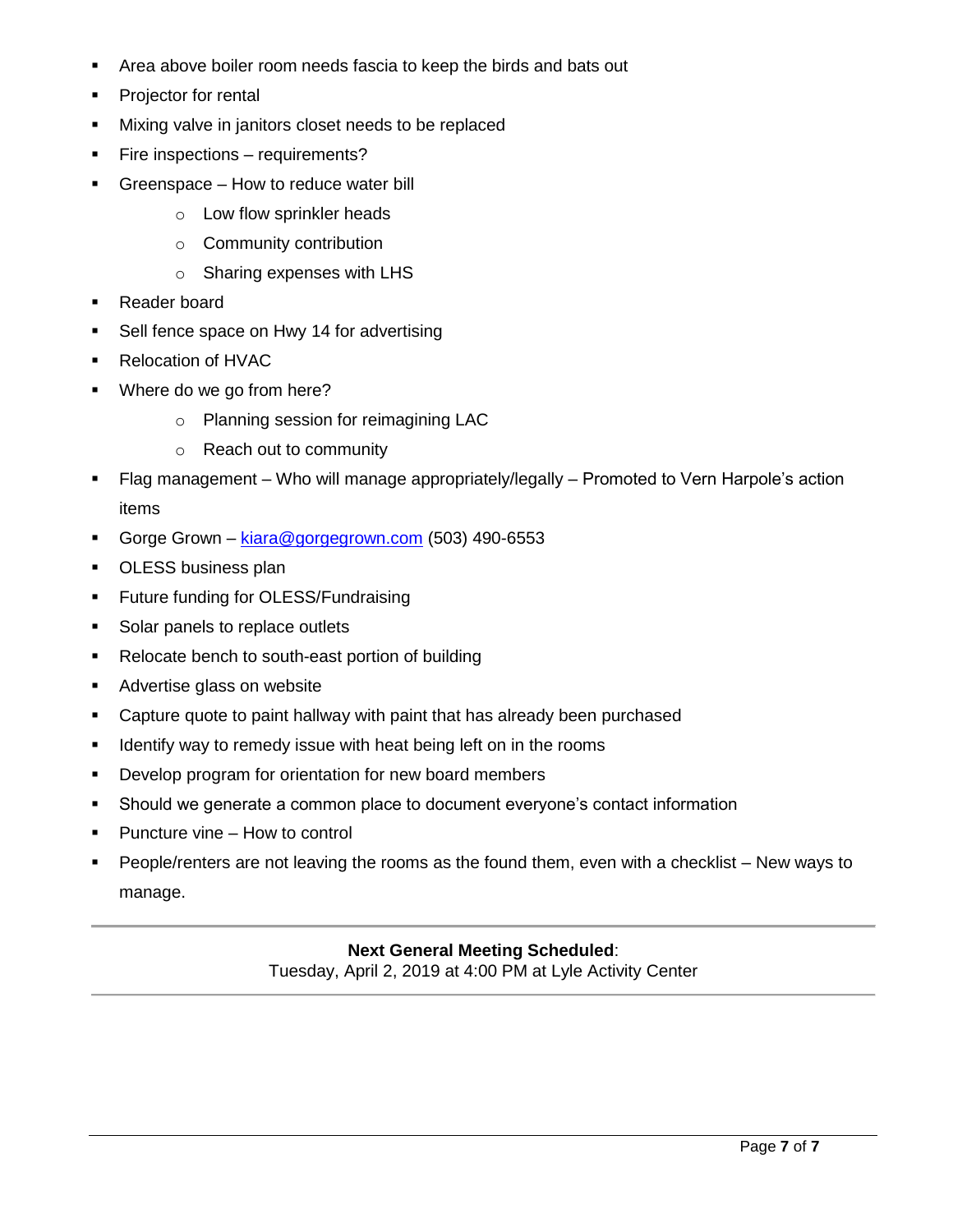- Area above boiler room needs fascia to keep the birds and bats out
- Projector for rental
- Mixing valve in janitors closet needs to be replaced
- Fire inspections – requirements?
- Greenspace – How to reduce water bill
    - Low flow sprinkler heads
    - Community contribution
    - Sharing expenses with LHS
- Reader board
- Sell fence space on Hwy 14 for advertising
- Relocation of HVAC
- Where do we go from here?
    - Planning session for reimagining LAC
    - Reach out to community
- Flag management – Who will manage appropriately/legally – Promoted to Vern Harpole's action items
- Gorge Grown – kiara@gorgegrown.com (503) 490-6553
- OLESS business plan
- Future funding for OLESS/Fundraising
- Solar panels to replace outlets
- Relocate bench to south-east portion of building
- Advertise glass on website
- Capture quote to paint hallway with paint that has already been purchased
- Identify way to remedy issue with heat being left on in the rooms
- Develop program for orientation for new board members
- Should we generate a common place to document everyone's contact information
- Puncture vine – How to control
- People/renters are not leaving the rooms as the found them, even with a checklist – New ways to manage.

---

**Next General Meeting Scheduled**:
Tuesday, April 2, 2019 at 4:00 PM at Lyle Activity Center

---